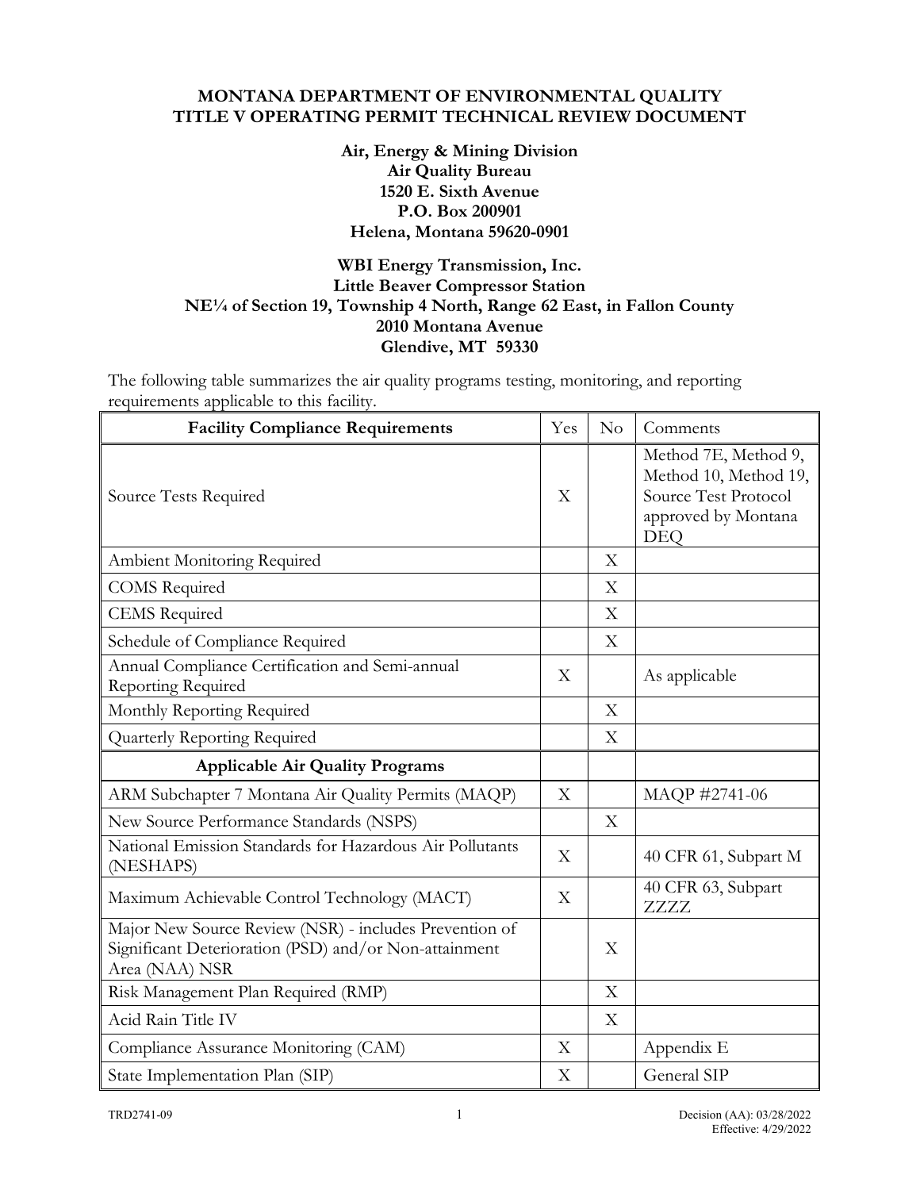**MONTANA DEPARTMENT OF ENVIRONMENTAL QUALITY**
**TITLE V OPERATING PERMIT TECHNICAL REVIEW DOCUMENT**

**Air, Energy & Mining Division**
**Air Quality Bureau**
**1520 E. Sixth Avenue**
**P.O. Box 200901**
**Helena, Montana 59620-0901**

**WBI Energy Transmission, Inc.**
**Little Beaver Compressor Station**
**NE¼ of Section 19, Township 4 North, Range 62 East, in Fallon County**
**2010 Montana Avenue**
**Glendive, MT 59330**

The following table summarizes the air quality programs testing, monitoring, and reporting requirements applicable to this facility.

| Facility Compliance Requirements | Yes | No | Comments |
|---|---|---|---|
| Source Tests Required | X | | Method 7E, Method 9, Method 10, Method 19, Source Test Protocol approved by Montana DEQ |
| Ambient Monitoring Required | | X | |
| COMS Required | | X | |
| CEMS Required | | X | |
| Schedule of Compliance Required | | X | |
| Annual Compliance Certification and Semi-annual Reporting Required | X | | As applicable |
| Monthly Reporting Required | | X | |
| Quarterly Reporting Required | | X | |
| **Applicable Air Quality Programs** | | | |
| ARM Subchapter 7 Montana Air Quality Permits (MAQP) | X | | MAQP #2741-06 |
| New Source Performance Standards (NSPS) | | X | |
| National Emission Standards for Hazardous Air Pollutants (NESHAPS) | X | | 40 CFR 61, Subpart M |
| Maximum Achievable Control Technology (MACT) | X | | 40 CFR 63, Subpart ZZZZ |
| Major New Source Review (NSR) - includes Prevention of Significant Deterioration (PSD) and/or Non-attainment Area (NAA) NSR | | X | |
| Risk Management Plan Required (RMP) | | X | |
| Acid Rain Title IV | | X | |
| Compliance Assurance Monitoring (CAM) | X | | Appendix E |
| State Implementation Plan (SIP) | X | | General SIP |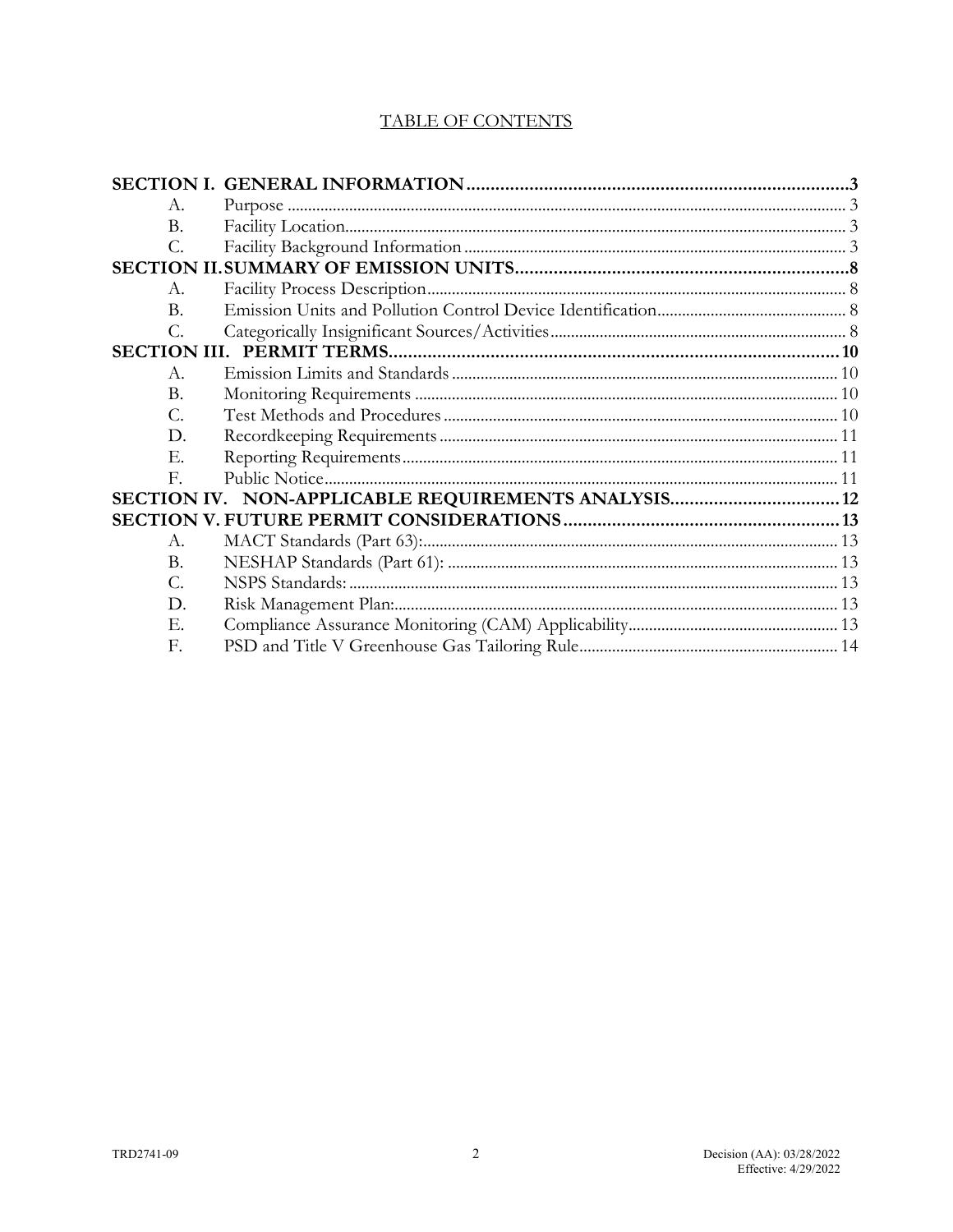# TABLE OF CONTENTS

**SECTION I. GENERAL INFORMATION** ..... **3**

- A. Purpose ..... 3
- B. Facility Location ..... 3
- C. Facility Background Information ..... 3

**SECTION II. SUMMARY OF EMISSION UNITS** ..... **8**

- A. Facility Process Description ..... 8
- B. Emission Units and Pollution Control Device Identification ..... 8
- C. Categorically Insignificant Sources/Activities ..... 8

**SECTION III. PERMIT TERMS** ..... **10**

- A. Emission Limits and Standards ..... 10
- B. Monitoring Requirements ..... 10
- C. Test Methods and Procedures ..... 10
- D. Recordkeeping Requirements ..... 11
- E. Reporting Requirements ..... 11
- F. Public Notice ..... 11

**SECTION IV. NON-APPLICABLE REQUIREMENTS ANALYSIS** ..... **12**

**SECTION V. FUTURE PERMIT CONSIDERATIONS** ..... **13**

- A. MACT Standards (Part 63): ..... 13
- B. NESHAP Standards (Part 61): ..... 13
- C. NSPS Standards: ..... 13
- D. Risk Management Plan: ..... 13
- E. Compliance Assurance Monitoring (CAM) Applicability ..... 13
- F. PSD and Title V Greenhouse Gas Tailoring Rule ..... 14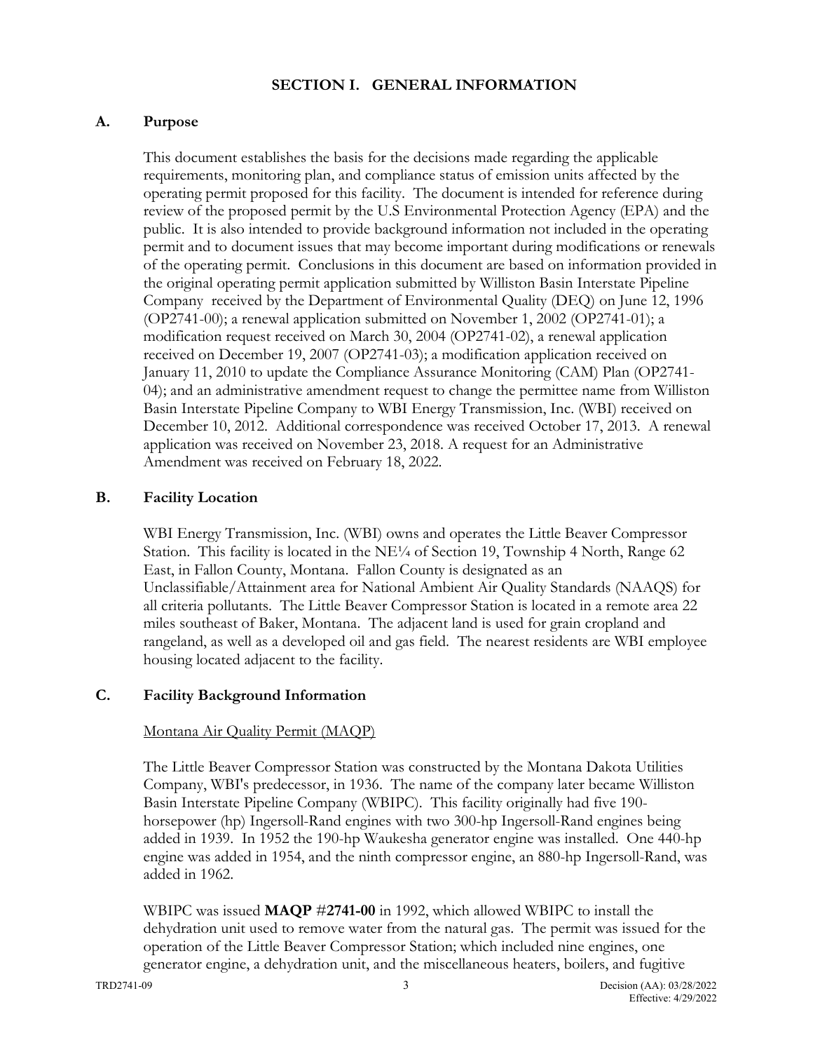## SECTION I. GENERAL INFORMATION

### A. Purpose

This document establishes the basis for the decisions made regarding the applicable requirements, monitoring plan, and compliance status of emission units affected by the operating permit proposed for this facility. The document is intended for reference during review of the proposed permit by the U.S Environmental Protection Agency (EPA) and the public. It is also intended to provide background information not included in the operating permit and to document issues that may become important during modifications or renewals of the operating permit. Conclusions in this document are based on information provided in the original operating permit application submitted by Williston Basin Interstate Pipeline Company received by the Department of Environmental Quality (DEQ) on June 12, 1996 (OP2741-00); a renewal application submitted on November 1, 2002 (OP2741-01); a modification request received on March 30, 2004 (OP2741-02), a renewal application received on December 19, 2007 (OP2741-03); a modification application received on January 11, 2010 to update the Compliance Assurance Monitoring (CAM) Plan (OP2741-04); and an administrative amendment request to change the permittee name from Williston Basin Interstate Pipeline Company to WBI Energy Transmission, Inc. (WBI) received on December 10, 2012. Additional correspondence was received October 17, 2013. A renewal application was received on November 23, 2018. A request for an Administrative Amendment was received on February 18, 2022.

### B. Facility Location

WBI Energy Transmission, Inc. (WBI) owns and operates the Little Beaver Compressor Station. This facility is located in the NE¼ of Section 19, Township 4 North, Range 62 East, in Fallon County, Montana. Fallon County is designated as an Unclassifiable/Attainment area for National Ambient Air Quality Standards (NAAQS) for all criteria pollutants. The Little Beaver Compressor Station is located in a remote area 22 miles southeast of Baker, Montana. The adjacent land is used for grain cropland and rangeland, as well as a developed oil and gas field. The nearest residents are WBI employee housing located adjacent to the facility.

### C. Facility Background Information

Montana Air Quality Permit (MAQP)

The Little Beaver Compressor Station was constructed by the Montana Dakota Utilities Company, WBI's predecessor, in 1936. The name of the company later became Williston Basin Interstate Pipeline Company (WBIPC). This facility originally had five 190-horsepower (hp) Ingersoll-Rand engines with two 300-hp Ingersoll-Rand engines being added in 1939. In 1952 the 190-hp Waukesha generator engine was installed. One 440-hp engine was added in 1954, and the ninth compressor engine, an 880-hp Ingersoll-Rand, was added in 1962.

WBIPC was issued **MAQP #2741-00** in 1992, which allowed WBIPC to install the dehydration unit used to remove water from the natural gas. The permit was issued for the operation of the Little Beaver Compressor Station; which included nine engines, one generator engine, a dehydration unit, and the miscellaneous heaters, boilers, and fugitive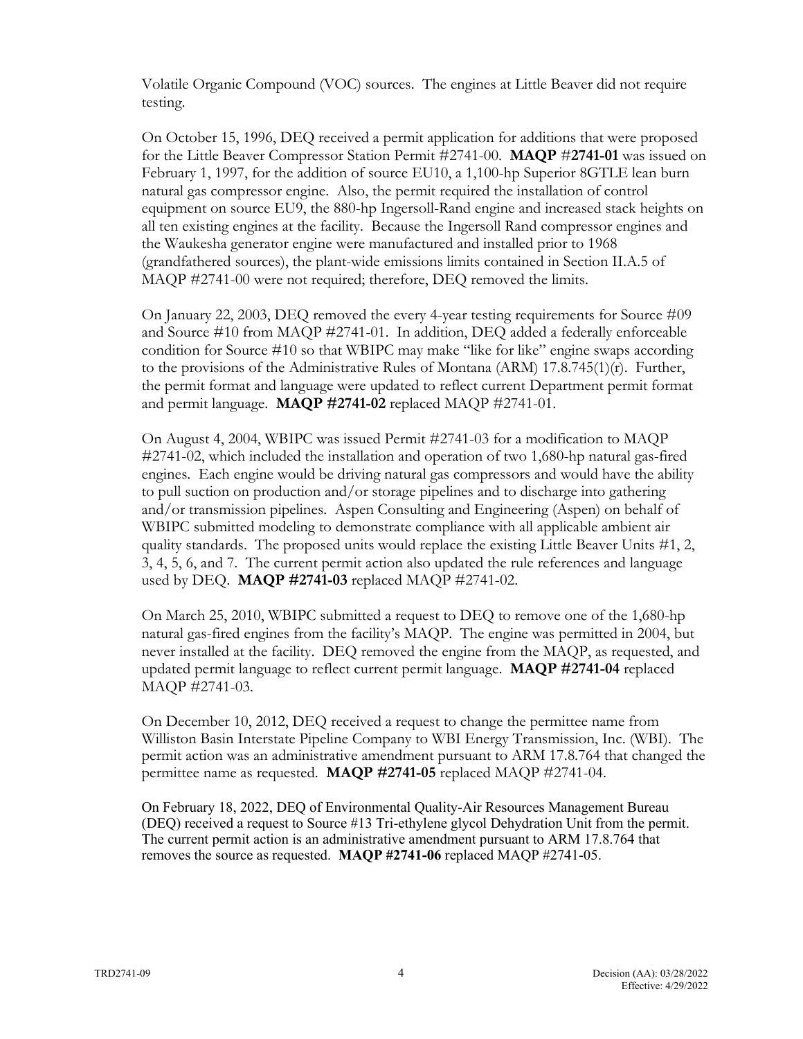Volatile Organic Compound (VOC) sources. The engines at Little Beaver did not require testing.

On October 15, 1996, DEQ received a permit application for additions that were proposed for the Little Beaver Compressor Station Permit #2741-00. **MAQP #2741-01** was issued on February 1, 1997, for the addition of source EU10, a 1,100-hp Superior 8GTLE lean burn natural gas compressor engine. Also, the permit required the installation of control equipment on source EU9, the 880-hp Ingersoll-Rand engine and increased stack heights on all ten existing engines at the facility. Because the Ingersoll Rand compressor engines and the Waukesha generator engine were manufactured and installed prior to 1968 (grandfathered sources), the plant-wide emissions limits contained in Section II.A.5 of MAQP #2741-00 were not required; therefore, DEQ removed the limits.

On January 22, 2003, DEQ removed the every 4-year testing requirements for Source #09 and Source #10 from MAQP #2741-01. In addition, DEQ added a federally enforceable condition for Source #10 so that WBIPC may make "like for like" engine swaps according to the provisions of the Administrative Rules of Montana (ARM) 17.8.745(1)(r). Further, the permit format and language were updated to reflect current Department permit format and permit language. **MAQP #2741-02** replaced MAQP #2741-01.

On August 4, 2004, WBIPC was issued Permit #2741-03 for a modification to MAQP #2741-02, which included the installation and operation of two 1,680-hp natural gas-fired engines. Each engine would be driving natural gas compressors and would have the ability to pull suction on production and/or storage pipelines and to discharge into gathering and/or transmission pipelines. Aspen Consulting and Engineering (Aspen) on behalf of WBIPC submitted modeling to demonstrate compliance with all applicable ambient air quality standards. The proposed units would replace the existing Little Beaver Units #1, 2, 3, 4, 5, 6, and 7. The current permit action also updated the rule references and language used by DEQ. **MAQP #2741-03** replaced MAQP #2741-02.

On March 25, 2010, WBIPC submitted a request to DEQ to remove one of the 1,680-hp natural gas-fired engines from the facility's MAQP. The engine was permitted in 2004, but never installed at the facility. DEQ removed the engine from the MAQP, as requested, and updated permit language to reflect current permit language. **MAQP #2741-04** replaced MAQP #2741-03.

On December 10, 2012, DEQ received a request to change the permittee name from Williston Basin Interstate Pipeline Company to WBI Energy Transmission, Inc. (WBI). The permit action was an administrative amendment pursuant to ARM 17.8.764 that changed the permittee name as requested. **MAQP #2741-05** replaced MAQP #2741-04.

On February 18, 2022, DEQ of Environmental Quality-Air Resources Management Bureau (DEQ) received a request to Source #13 Tri-ethylene glycol Dehydration Unit from the permit. The current permit action is an administrative amendment pursuant to ARM 17.8.764 that removes the source as requested. **MAQP #2741-06** replaced MAQP #2741-05.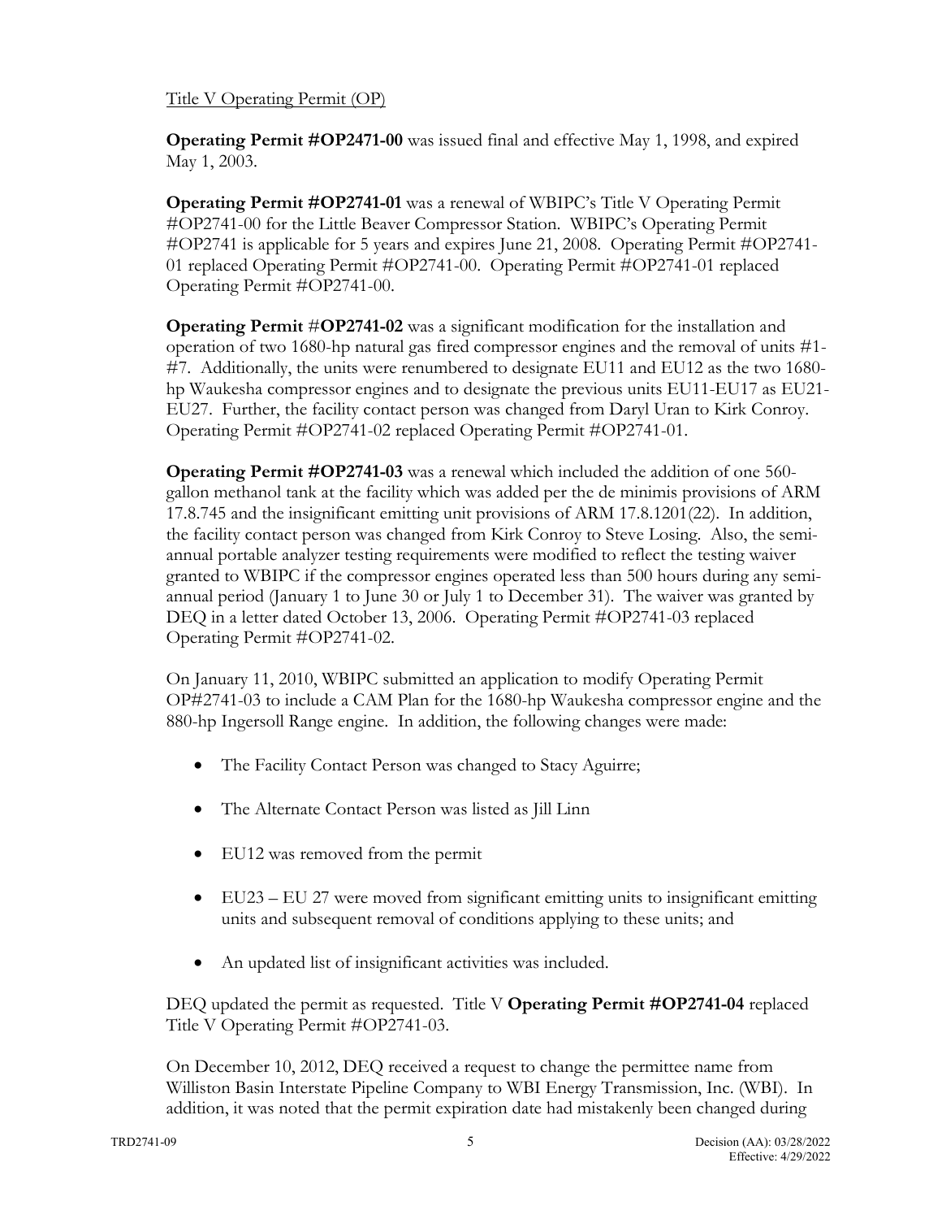Title V Operating Permit (OP)

**Operating Permit #OP2471-00** was issued final and effective May 1, 1998, and expired May 1, 2003.

**Operating Permit #OP2741-01** was a renewal of WBIPC's Title V Operating Permit #OP2741-00 for the Little Beaver Compressor Station. WBIPC's Operating Permit #OP2741 is applicable for 5 years and expires June 21, 2008. Operating Permit #OP2741-01 replaced Operating Permit #OP2741-00. Operating Permit #OP2741-01 replaced Operating Permit #OP2741-00.

**Operating Permit** #**OP2741-02** was a significant modification for the installation and operation of two 1680-hp natural gas fired compressor engines and the removal of units #1-#7. Additionally, the units were renumbered to designate EU11 and EU12 as the two 1680-hp Waukesha compressor engines and to designate the previous units EU11-EU17 as EU21-EU27. Further, the facility contact person was changed from Daryl Uran to Kirk Conroy. Operating Permit #OP2741-02 replaced Operating Permit #OP2741-01.

**Operating Permit #OP2741-03** was a renewal which included the addition of one 560-gallon methanol tank at the facility which was added per the de minimis provisions of ARM 17.8.745 and the insignificant emitting unit provisions of ARM 17.8.1201(22). In addition, the facility contact person was changed from Kirk Conroy to Steve Losing. Also, the semi-annual portable analyzer testing requirements were modified to reflect the testing waiver granted to WBIPC if the compressor engines operated less than 500 hours during any semi-annual period (January 1 to June 30 or July 1 to December 31). The waiver was granted by DEQ in a letter dated October 13, 2006. Operating Permit #OP2741-03 replaced Operating Permit #OP2741-02.

On January 11, 2010, WBIPC submitted an application to modify Operating Permit OP#2741-03 to include a CAM Plan for the 1680-hp Waukesha compressor engine and the 880-hp Ingersoll Range engine. In addition, the following changes were made:

- The Facility Contact Person was changed to Stacy Aguirre;
- The Alternate Contact Person was listed as Jill Linn
- EU12 was removed from the permit
- EU23 – EU 27 were moved from significant emitting units to insignificant emitting units and subsequent removal of conditions applying to these units; and
- An updated list of insignificant activities was included.

DEQ updated the permit as requested. Title V **Operating Permit #OP2741-04** replaced Title V Operating Permit #OP2741-03.

On December 10, 2012, DEQ received a request to change the permittee name from Williston Basin Interstate Pipeline Company to WBI Energy Transmission, Inc. (WBI). In addition, it was noted that the permit expiration date had mistakenly been changed during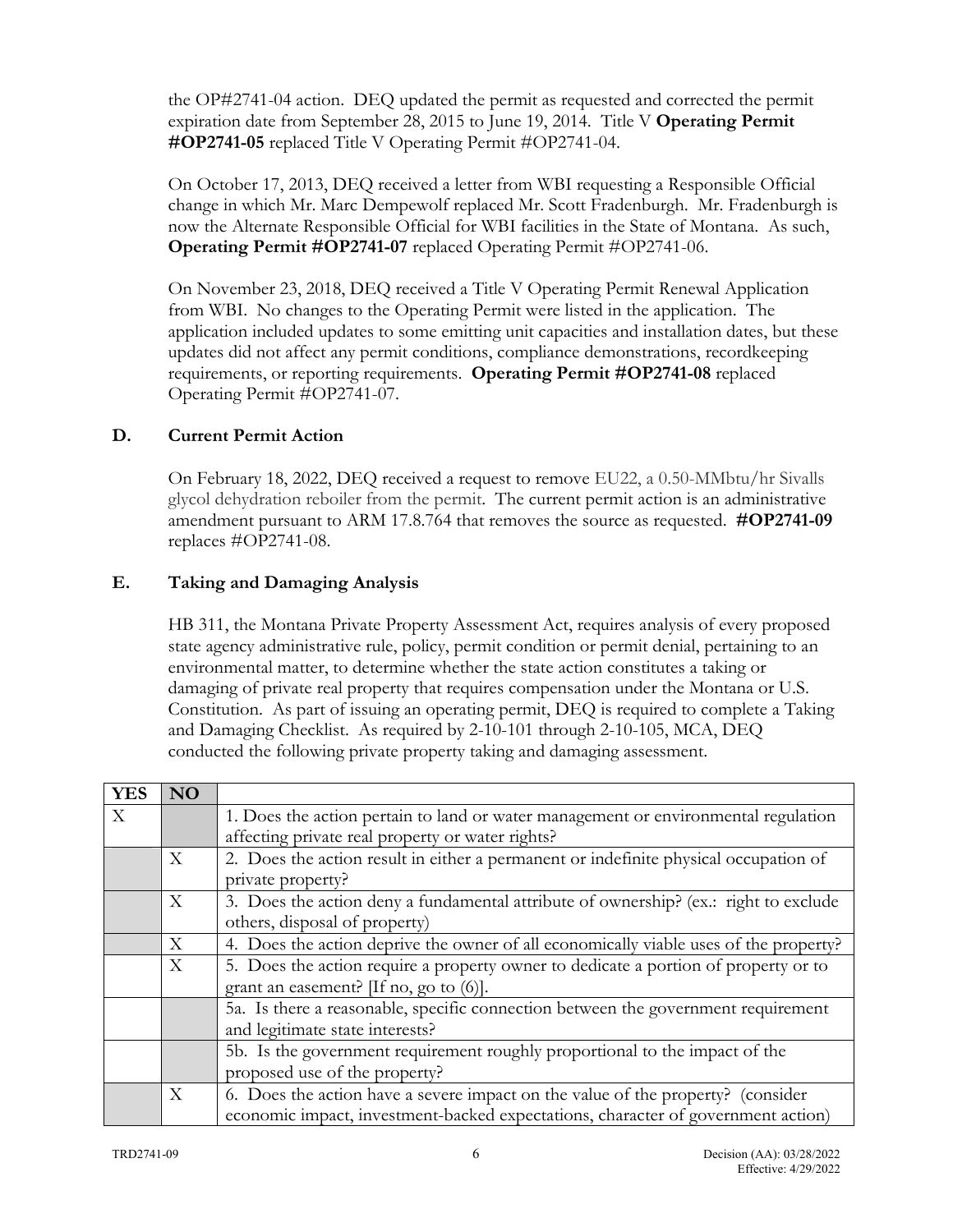the OP#2741-04 action. DEQ updated the permit as requested and corrected the permit expiration date from September 28, 2015 to June 19, 2014. Title V **Operating Permit #OP2741-05** replaced Title V Operating Permit #OP2741-04.

On October 17, 2013, DEQ received a letter from WBI requesting a Responsible Official change in which Mr. Marc Dempewolf replaced Mr. Scott Fradenburgh. Mr. Fradenburgh is now the Alternate Responsible Official for WBI facilities in the State of Montana. As such, **Operating Permit #OP2741-07** replaced Operating Permit #OP2741-06.

On November 23, 2018, DEQ received a Title V Operating Permit Renewal Application from WBI. No changes to the Operating Permit were listed in the application. The application included updates to some emitting unit capacities and installation dates, but these updates did not affect any permit conditions, compliance demonstrations, recordkeeping requirements, or reporting requirements. **Operating Permit #OP2741-08** replaced Operating Permit #OP2741-07.

### D. Current Permit Action

On February 18, 2022, DEQ received a request to remove EU22, a 0.50-MMbtu/hr Sivalls glycol dehydration reboiler from the permit. The current permit action is an administrative amendment pursuant to ARM 17.8.764 that removes the source as requested. **#OP2741-09** replaces #OP2741-08.

### E. Taking and Damaging Analysis

HB 311, the Montana Private Property Assessment Act, requires analysis of every proposed state agency administrative rule, policy, permit condition or permit denial, pertaining to an environmental matter, to determine whether the state action constitutes a taking or damaging of private real property that requires compensation under the Montana or U.S. Constitution. As part of issuing an operating permit, DEQ is required to complete a Taking and Damaging Checklist. As required by 2-10-101 through 2-10-105, MCA, DEQ conducted the following private property taking and damaging assessment.

| YES | NO | |
|---|---|---|
| X | | 1. Does the action pertain to land or water management or environmental regulation affecting private real property or water rights? |
| | X | 2. Does the action result in either a permanent or indefinite physical occupation of private property? |
| | X | 3. Does the action deny a fundamental attribute of ownership? (ex.: right to exclude others, disposal of property) |
| | X | 4. Does the action deprive the owner of all economically viable uses of the property? |
| | X | 5. Does the action require a property owner to dedicate a portion of property or to grant an easement? [If no, go to (6)]. |
| | | 5a. Is there a reasonable, specific connection between the government requirement and legitimate state interests? |
| | | 5b. Is the government requirement roughly proportional to the impact of the proposed use of the property? |
| | X | 6. Does the action have a severe impact on the value of the property? (consider economic impact, investment-backed expectations, character of government action) |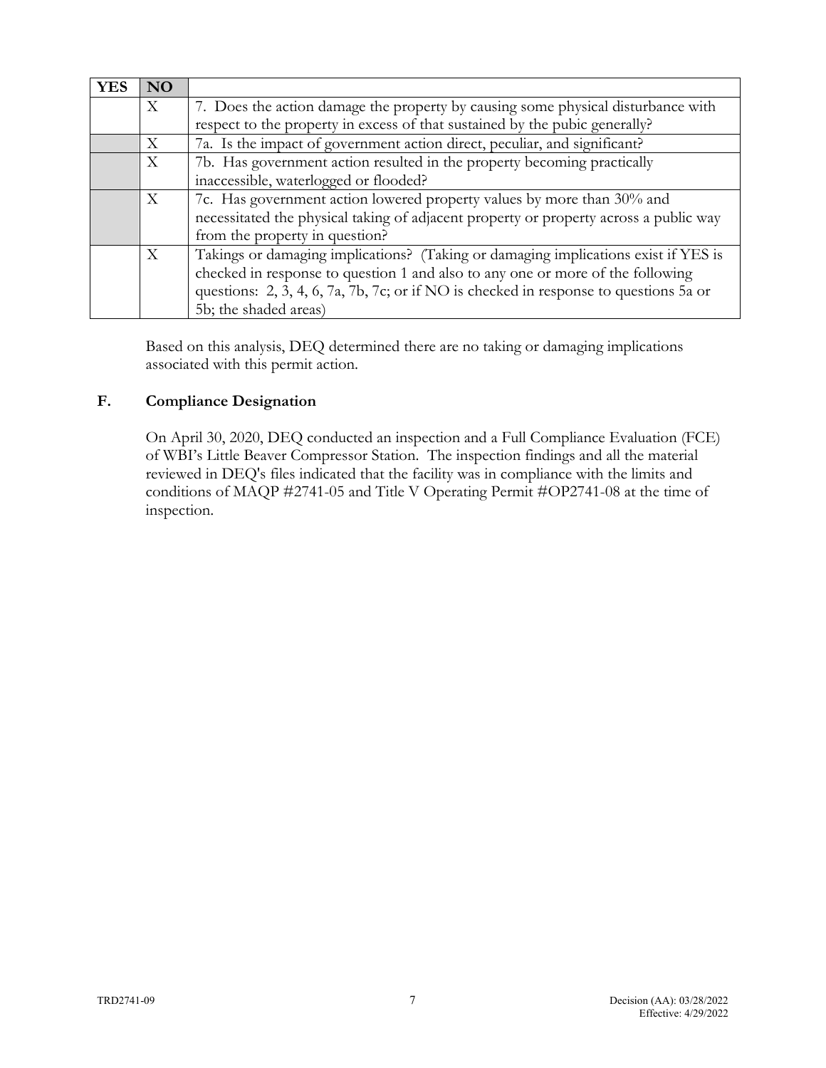| YES | NO | |
|---|---|---|
| | X | 7. Does the action damage the property by causing some physical disturbance with respect to the property in excess of that sustained by the pubic generally? |
| | X | 7a. Is the impact of government action direct, peculiar, and significant? |
| | X | 7b. Has government action resulted in the property becoming practically inaccessible, waterlogged or flooded? |
| | X | 7c. Has government action lowered property values by more than 30% and necessitated the physical taking of adjacent property or property across a public way from the property in question? |
| | X | Takings or damaging implications? (Taking or damaging implications exist if YES is checked in response to question 1 and also to any one or more of the following questions: 2, 3, 4, 6, 7a, 7b, 7c; or if NO is checked in response to questions 5a or 5b; the shaded areas) |

Based on this analysis, DEQ determined there are no taking or damaging implications associated with this permit action.

### F. Compliance Designation

On April 30, 2020, DEQ conducted an inspection and a Full Compliance Evaluation (FCE) of WBI's Little Beaver Compressor Station. The inspection findings and all the material reviewed in DEQ's files indicated that the facility was in compliance with the limits and conditions of MAQP #2741-05 and Title V Operating Permit #OP2741-08 at the time of inspection.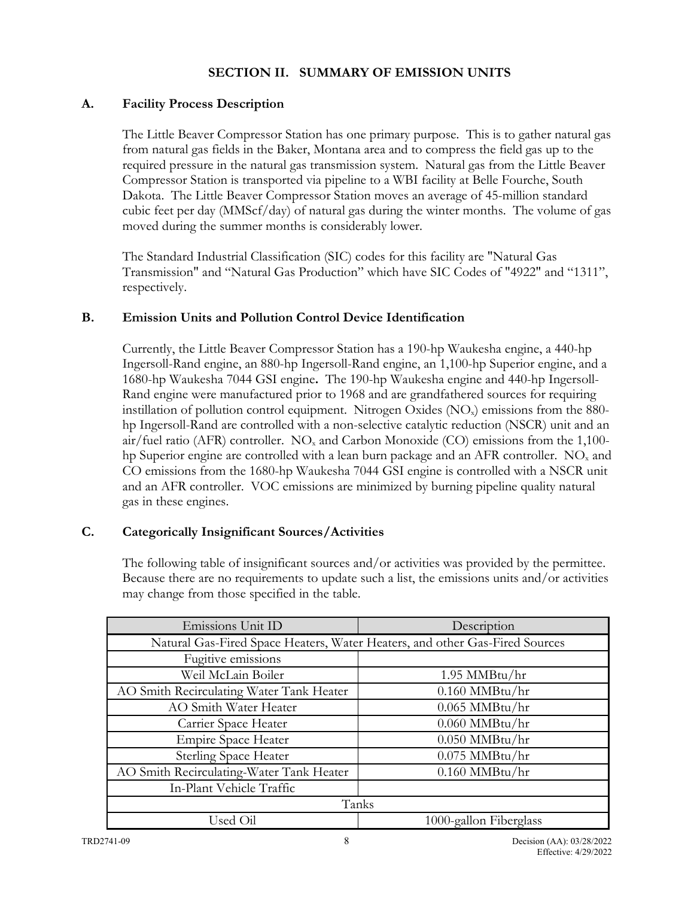## SECTION II. SUMMARY OF EMISSION UNITS

### A. Facility Process Description

The Little Beaver Compressor Station has one primary purpose. This is to gather natural gas from natural gas fields in the Baker, Montana area and to compress the field gas up to the required pressure in the natural gas transmission system. Natural gas from the Little Beaver Compressor Station is transported via pipeline to a WBI facility at Belle Fourche, South Dakota. The Little Beaver Compressor Station moves an average of 45-million standard cubic feet per day (MMScf/day) of natural gas during the winter months. The volume of gas moved during the summer months is considerably lower.

The Standard Industrial Classification (SIC) codes for this facility are "Natural Gas Transmission" and "Natural Gas Production" which have SIC Codes of "4922" and "1311", respectively.

### B. Emission Units and Pollution Control Device Identification

Currently, the Little Beaver Compressor Station has a 190-hp Waukesha engine, a 440-hp Ingersoll-Rand engine, an 880-hp Ingersoll-Rand engine, an 1,100-hp Superior engine, and a 1680-hp Waukesha 7044 GSI engine**.** The 190-hp Waukesha engine and 440-hp Ingersoll-Rand engine were manufactured prior to 1968 and are grandfathered sources for requiring instillation of pollution control equipment. Nitrogen Oxides ($NO_x$) emissions from the 880-hp Ingersoll-Rand are controlled with a non-selective catalytic reduction (NSCR) unit and an air/fuel ratio (AFR) controller. $NO_x$ and Carbon Monoxide (CO) emissions from the 1,100-hp Superior engine are controlled with a lean burn package and an AFR controller. $NO_x$ and CO emissions from the 1680-hp Waukesha 7044 GSI engine is controlled with a NSCR unit and an AFR controller. VOC emissions are minimized by burning pipeline quality natural gas in these engines.

### C. Categorically Insignificant Sources/Activities

The following table of insignificant sources and/or activities was provided by the permittee. Because there are no requirements to update such a list, the emissions units and/or activities may change from those specified in the table.

| Emissions Unit ID | Description |
|---|---|
| Natural Gas-Fired Space Heaters, Water Heaters, and other Gas-Fired Sources | |
| Fugitive emissions | |
| Weil McLain Boiler | 1.95 MMBtu/hr |
| AO Smith Recirculating Water Tank Heater | 0.160 MMBtu/hr |
| AO Smith Water Heater | 0.065 MMBtu/hr |
| Carrier Space Heater | 0.060 MMBtu/hr |
| Empire Space Heater | 0.050 MMBtu/hr |
| Sterling Space Heater | 0.075 MMBtu/hr |
| AO Smith Recirculating-Water Tank Heater | 0.160 MMBtu/hr |
| In-Plant Vehicle Traffic | |
| Tanks | |
| Used Oil | 1000-gallon Fiberglass |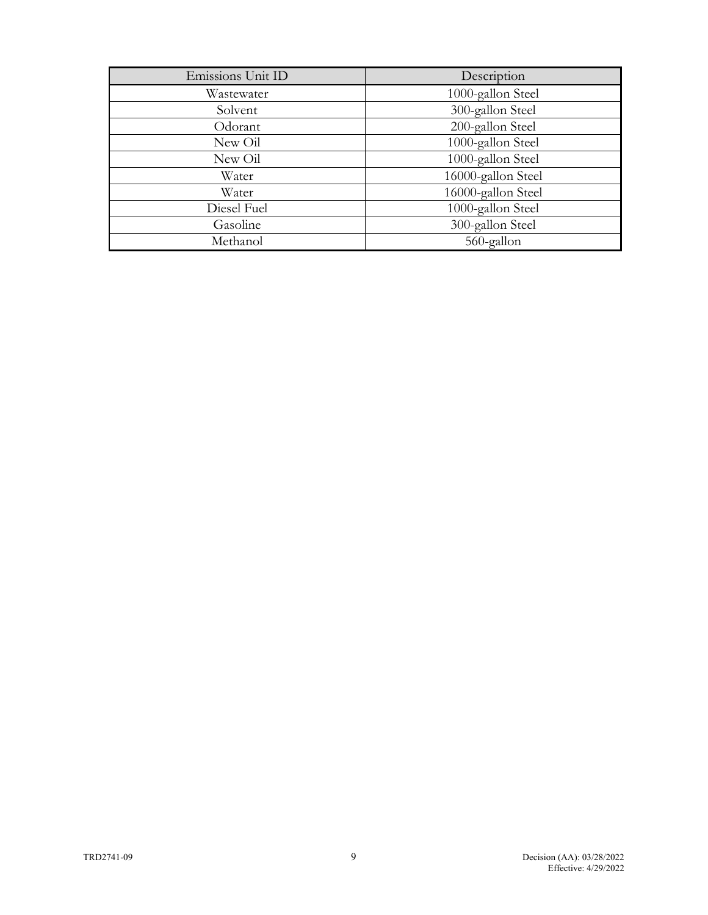| Emissions Unit ID | Description |
|---|---|
| Wastewater | 1000-gallon Steel |
| Solvent | 300-gallon Steel |
| Odorant | 200-gallon Steel |
| New Oil | 1000-gallon Steel |
| New Oil | 1000-gallon Steel |
| Water | 16000-gallon Steel |
| Water | 16000-gallon Steel |
| Diesel Fuel | 1000-gallon Steel |
| Gasoline | 300-gallon Steel |
| Methanol | 560-gallon |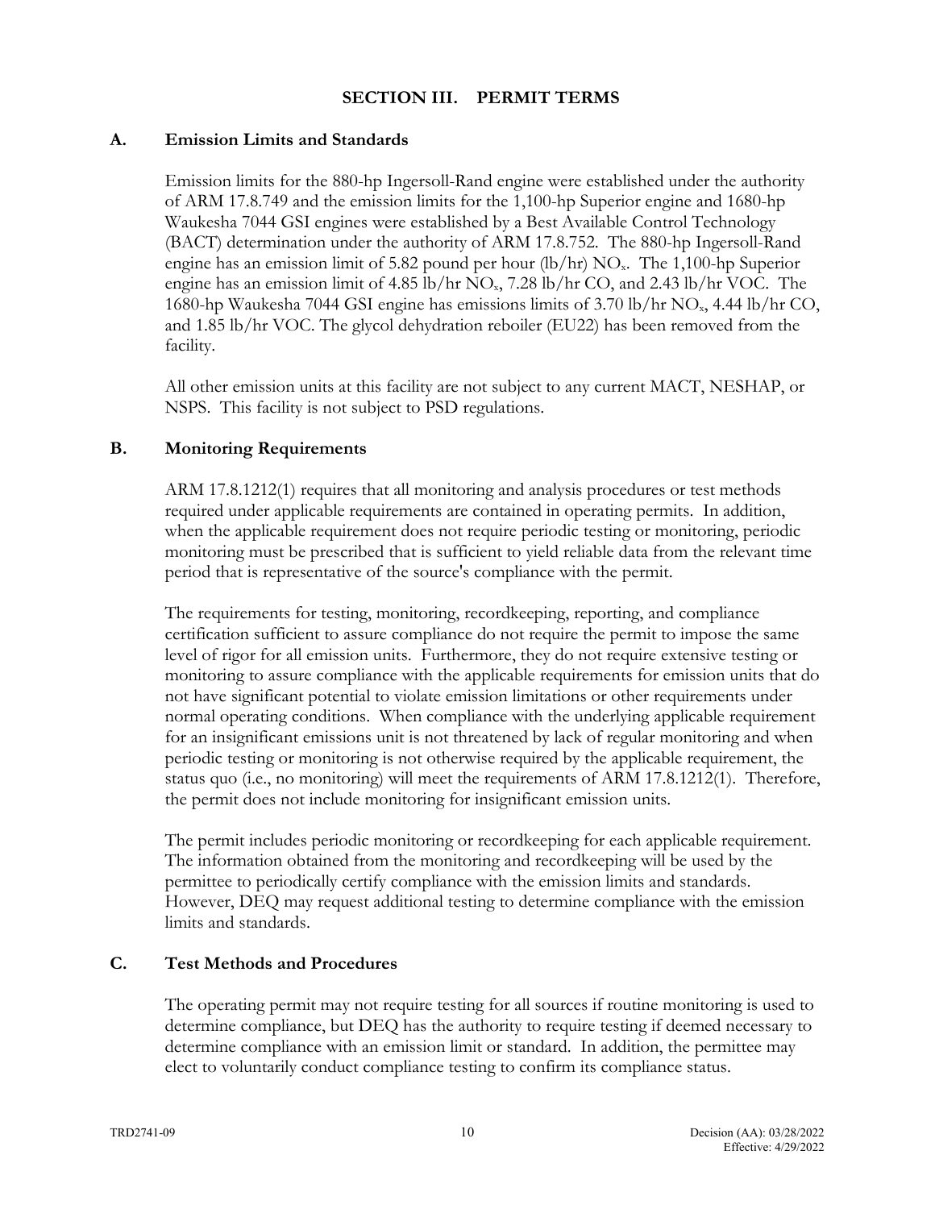## SECTION III. PERMIT TERMS

### A. Emission Limits and Standards

Emission limits for the 880-hp Ingersoll-Rand engine were established under the authority of ARM 17.8.749 and the emission limits for the 1,100-hp Superior engine and 1680-hp Waukesha 7044 GSI engines were established by a Best Available Control Technology (BACT) determination under the authority of ARM 17.8.752. The 880-hp Ingersoll-Rand engine has an emission limit of 5.82 pound per hour (lb/hr) $NO_x$. The 1,100-hp Superior engine has an emission limit of 4.85 lb/hr $NO_x$, 7.28 lb/hr CO, and 2.43 lb/hr VOC. The 1680-hp Waukesha 7044 GSI engine has emissions limits of 3.70 lb/hr $NO_x$, 4.44 lb/hr CO, and 1.85 lb/hr VOC. The glycol dehydration reboiler (EU22) has been removed from the facility.

All other emission units at this facility are not subject to any current MACT, NESHAP, or NSPS. This facility is not subject to PSD regulations.

### B. Monitoring Requirements

ARM 17.8.1212(1) requires that all monitoring and analysis procedures or test methods required under applicable requirements are contained in operating permits. In addition, when the applicable requirement does not require periodic testing or monitoring, periodic monitoring must be prescribed that is sufficient to yield reliable data from the relevant time period that is representative of the source's compliance with the permit.

The requirements for testing, monitoring, recordkeeping, reporting, and compliance certification sufficient to assure compliance do not require the permit to impose the same level of rigor for all emission units. Furthermore, they do not require extensive testing or monitoring to assure compliance with the applicable requirements for emission units that do not have significant potential to violate emission limitations or other requirements under normal operating conditions. When compliance with the underlying applicable requirement for an insignificant emissions unit is not threatened by lack of regular monitoring and when periodic testing or monitoring is not otherwise required by the applicable requirement, the status quo (i.e., no monitoring) will meet the requirements of ARM 17.8.1212(1). Therefore, the permit does not include monitoring for insignificant emission units.

The permit includes periodic monitoring or recordkeeping for each applicable requirement. The information obtained from the monitoring and recordkeeping will be used by the permittee to periodically certify compliance with the emission limits and standards. However, DEQ may request additional testing to determine compliance with the emission limits and standards.

### C. Test Methods and Procedures

The operating permit may not require testing for all sources if routine monitoring is used to determine compliance, but DEQ has the authority to require testing if deemed necessary to determine compliance with an emission limit or standard. In addition, the permittee may elect to voluntarily conduct compliance testing to confirm its compliance status.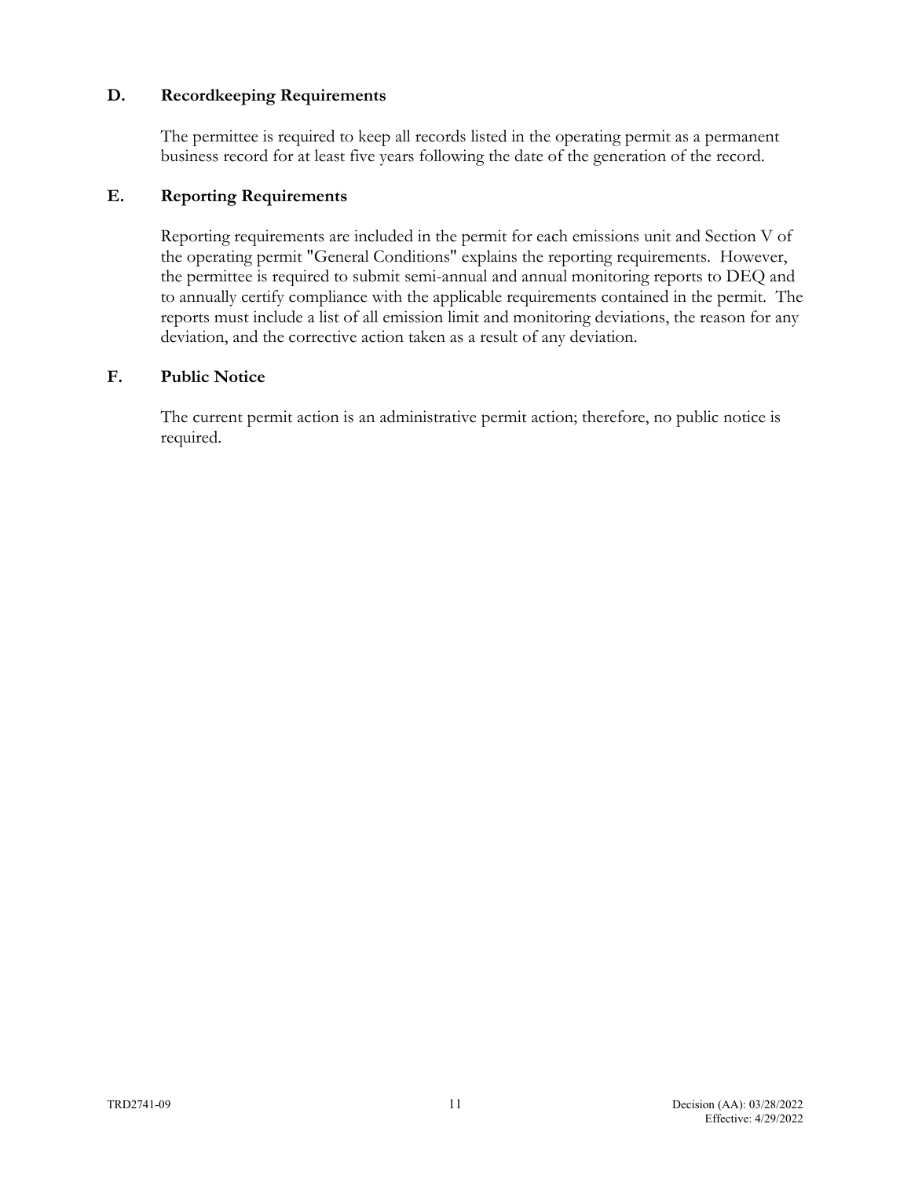## D. Recordkeeping Requirements

The permittee is required to keep all records listed in the operating permit as a permanent business record for at least five years following the date of the generation of the record.

## E. Reporting Requirements

Reporting requirements are included in the permit for each emissions unit and Section V of the operating permit "General Conditions" explains the reporting requirements. However, the permittee is required to submit semi-annual and annual monitoring reports to DEQ and to annually certify compliance with the applicable requirements contained in the permit. The reports must include a list of all emission limit and monitoring deviations, the reason for any deviation, and the corrective action taken as a result of any deviation.

## F. Public Notice

The current permit action is an administrative permit action; therefore, no public notice is required.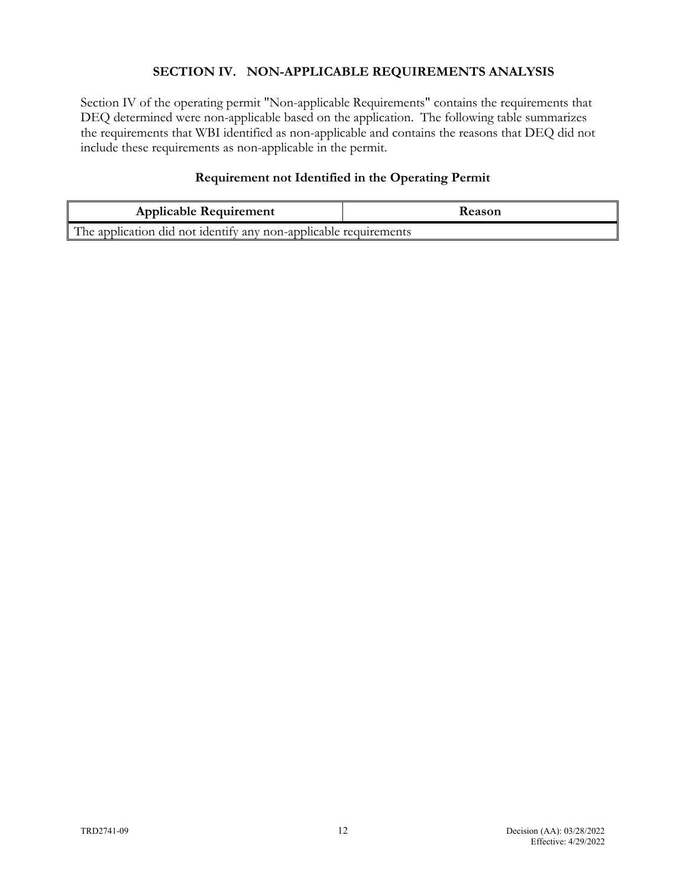## SECTION IV. NON-APPLICABLE REQUIREMENTS ANALYSIS

Section IV of the operating permit "Non-applicable Requirements" contains the requirements that DEQ determined were non-applicable based on the application. The following table summarizes the requirements that WBI identified as non-applicable and contains the reasons that DEQ did not include these requirements as non-applicable in the permit.

### Requirement not Identified in the Operating Permit

| Applicable Requirement | Reason |
| --- | --- |
| The application did not identify any non-applicable requirements | |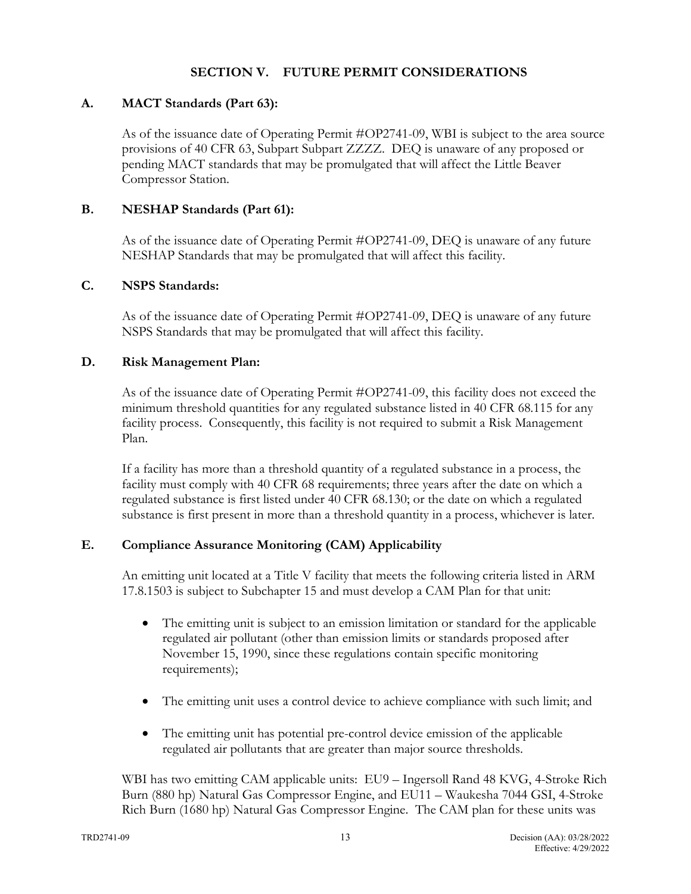## SECTION V. FUTURE PERMIT CONSIDERATIONS

### A. MACT Standards (Part 63):

As of the issuance date of Operating Permit #OP2741-09, WBI is subject to the area source provisions of 40 CFR 63, Subpart Subpart ZZZZ. DEQ is unaware of any proposed or pending MACT standards that may be promulgated that will affect the Little Beaver Compressor Station.

### B. NESHAP Standards (Part 61):

As of the issuance date of Operating Permit #OP2741-09, DEQ is unaware of any future NESHAP Standards that may be promulgated that will affect this facility.

### C. NSPS Standards:

As of the issuance date of Operating Permit #OP2741-09, DEQ is unaware of any future NSPS Standards that may be promulgated that will affect this facility.

### D. Risk Management Plan:

As of the issuance date of Operating Permit #OP2741-09, this facility does not exceed the minimum threshold quantities for any regulated substance listed in 40 CFR 68.115 for any facility process. Consequently, this facility is not required to submit a Risk Management Plan.

If a facility has more than a threshold quantity of a regulated substance in a process, the facility must comply with 40 CFR 68 requirements; three years after the date on which a regulated substance is first listed under 40 CFR 68.130; or the date on which a regulated substance is first present in more than a threshold quantity in a process, whichever is later.

### E. Compliance Assurance Monitoring (CAM) Applicability

An emitting unit located at a Title V facility that meets the following criteria listed in ARM 17.8.1503 is subject to Subchapter 15 and must develop a CAM Plan for that unit:

- The emitting unit is subject to an emission limitation or standard for the applicable regulated air pollutant (other than emission limits or standards proposed after November 15, 1990, since these regulations contain specific monitoring requirements);
- The emitting unit uses a control device to achieve compliance with such limit; and
- The emitting unit has potential pre-control device emission of the applicable regulated air pollutants that are greater than major source thresholds.

WBI has two emitting CAM applicable units: EU9 – Ingersoll Rand 48 KVG, 4-Stroke Rich Burn (880 hp) Natural Gas Compressor Engine, and EU11 – Waukesha 7044 GSI, 4-Stroke Rich Burn (1680 hp) Natural Gas Compressor Engine. The CAM plan for these units was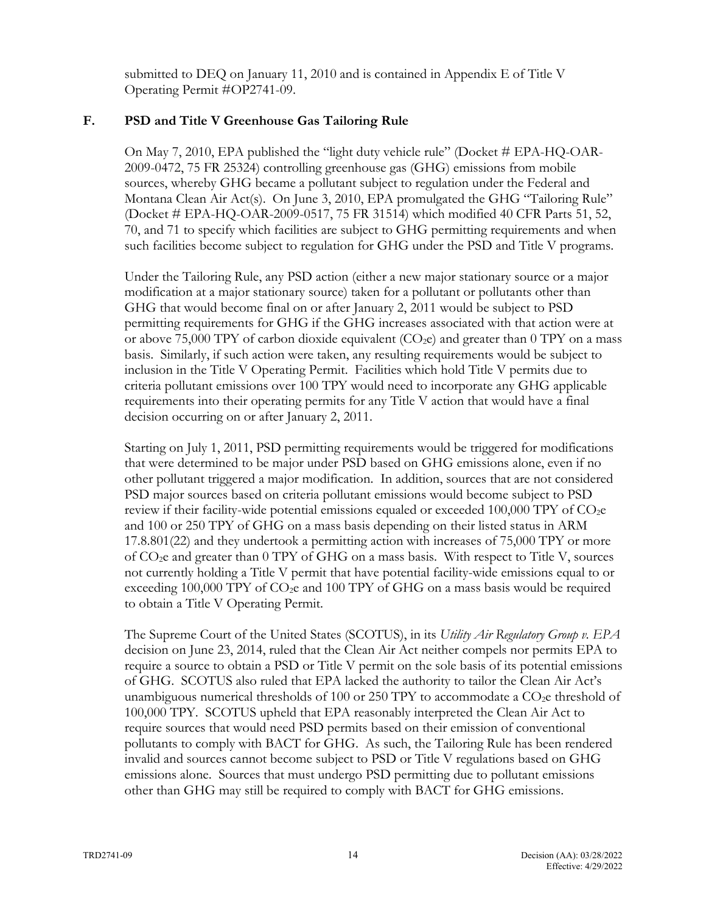submitted to DEQ on January 11, 2010 and is contained in Appendix E of Title V Operating Permit #OP2741-09.

### F. PSD and Title V Greenhouse Gas Tailoring Rule

On May 7, 2010, EPA published the "light duty vehicle rule" (Docket # EPA-HQ-OAR-2009-0472, 75 FR 25324) controlling greenhouse gas (GHG) emissions from mobile sources, whereby GHG became a pollutant subject to regulation under the Federal and Montana Clean Air Act(s). On June 3, 2010, EPA promulgated the GHG "Tailoring Rule" (Docket # EPA-HQ-OAR-2009-0517, 75 FR 31514) which modified 40 CFR Parts 51, 52, 70, and 71 to specify which facilities are subject to GHG permitting requirements and when such facilities become subject to regulation for GHG under the PSD and Title V programs.

Under the Tailoring Rule, any PSD action (either a new major stationary source or a major modification at a major stationary source) taken for a pollutant or pollutants other than GHG that would become final on or after January 2, 2011 would be subject to PSD permitting requirements for GHG if the GHG increases associated with that action were at or above 75,000 TPY of carbon dioxide equivalent ($CO_2e$) and greater than 0 TPY on a mass basis. Similarly, if such action were taken, any resulting requirements would be subject to inclusion in the Title V Operating Permit. Facilities which hold Title V permits due to criteria pollutant emissions over 100 TPY would need to incorporate any GHG applicable requirements into their operating permits for any Title V action that would have a final decision occurring on or after January 2, 2011.

Starting on July 1, 2011, PSD permitting requirements would be triggered for modifications that were determined to be major under PSD based on GHG emissions alone, even if no other pollutant triggered a major modification. In addition, sources that are not considered PSD major sources based on criteria pollutant emissions would become subject to PSD review if their facility-wide potential emissions equaled or exceeded 100,000 TPY of $CO_2e$ and 100 or 250 TPY of GHG on a mass basis depending on their listed status in ARM 17.8.801(22) and they undertook a permitting action with increases of 75,000 TPY or more of $CO_2e$ and greater than 0 TPY of GHG on a mass basis. With respect to Title V, sources not currently holding a Title V permit that have potential facility-wide emissions equal to or exceeding 100,000 TPY of $CO_2e$ and 100 TPY of GHG on a mass basis would be required to obtain a Title V Operating Permit.

The Supreme Court of the United States (SCOTUS), in its *Utility Air Regulatory Group v. EPA* decision on June 23, 2014, ruled that the Clean Air Act neither compels nor permits EPA to require a source to obtain a PSD or Title V permit on the sole basis of its potential emissions of GHG. SCOTUS also ruled that EPA lacked the authority to tailor the Clean Air Act's unambiguous numerical thresholds of 100 or 250 TPY to accommodate a $CO_2e$ threshold of 100,000 TPY. SCOTUS upheld that EPA reasonably interpreted the Clean Air Act to require sources that would need PSD permits based on their emission of conventional pollutants to comply with BACT for GHG. As such, the Tailoring Rule has been rendered invalid and sources cannot become subject to PSD or Title V regulations based on GHG emissions alone. Sources that must undergo PSD permitting due to pollutant emissions other than GHG may still be required to comply with BACT for GHG emissions.